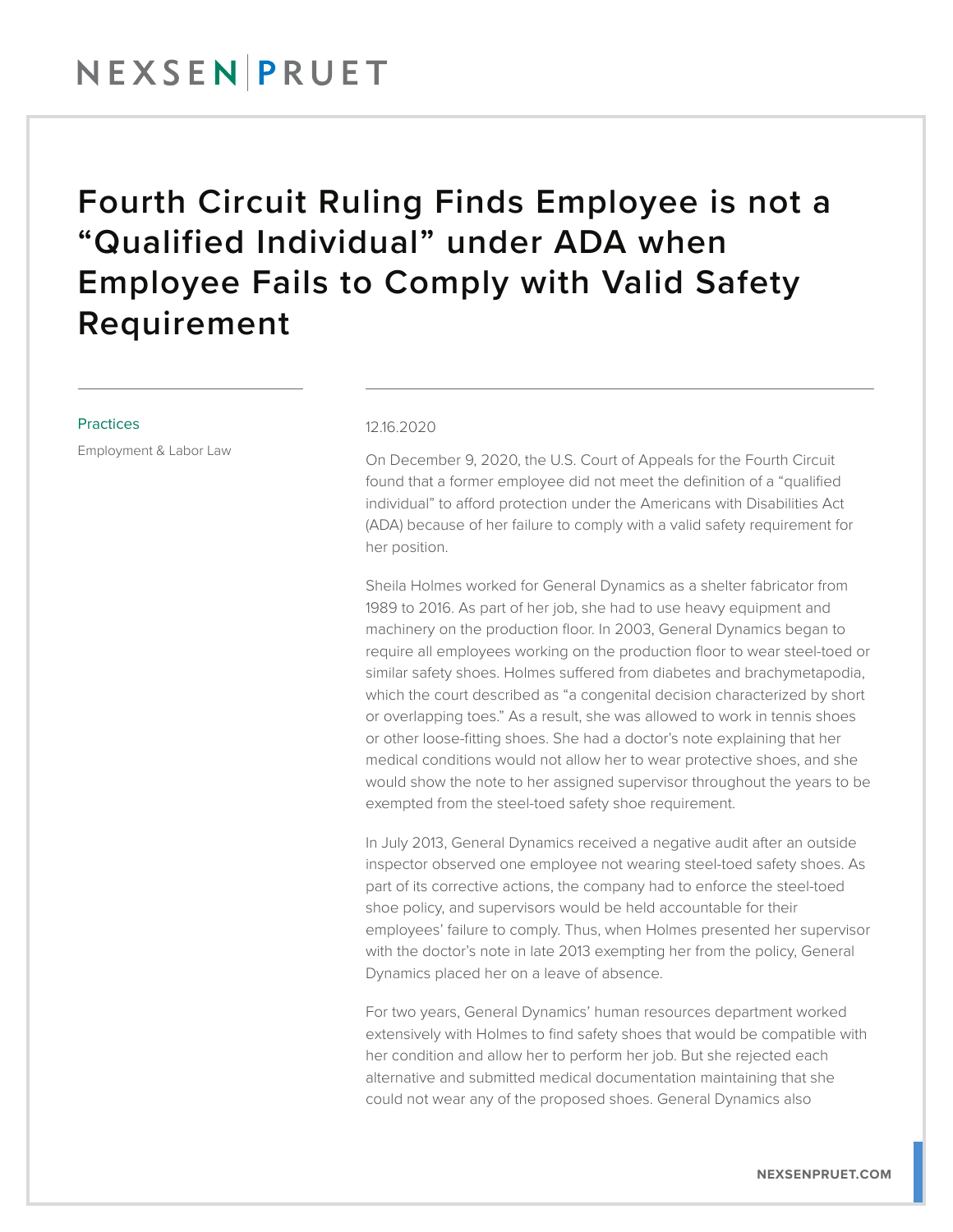# Fourth Circuit Ruling Finds Employee is not a "Qualified Individual" under ADA when Employee Fails to Comply with Valid Safety Requirement

Practices

Employment & Labor Law

12.16.2020

On December 9, 2020, the U.S. Court of Appeals for the Fourth Circuit found that a former employee did not meet the definition of a "qualified individual" to afford protection under the Americans with Disabilities Act (ADA) because of her failure to comply with a valid safety requirement for her position.

Sheila Holmes worked for General Dynamics as a shelter fabricator from 1989 to 2016. As part of her job, she had to use heavy equipment and machinery on the production floor. In 2003, General Dynamics began to require all employees working on the production floor to wear steel-toed or similar safety shoes. Holmes suffered from diabetes and brachymetapodia, which the court described as "a congenital decision characterized by short or overlapping toes." As a result, she was allowed to work in tennis shoes or other loose-fitting shoes. She had a doctor's note explaining that her medical conditions would not allow her to wear protective shoes, and she would show the note to her assigned supervisor throughout the years to be exempted from the steel-toed safety shoe requirement.

In July 2013, General Dynamics received a negative audit after an outside inspector observed one employee not wearing steel-toed safety shoes. As part of its corrective actions, the company had to enforce the steel-toed shoe policy, and supervisors would be held accountable for their employees' failure to comply. Thus, when Holmes presented her supervisor with the doctor's note in late 2013 exempting her from the policy, General Dynamics placed her on a leave of absence.

For two years, General Dynamics' human resources department worked extensively with Holmes to find safety shoes that would be compatible with her condition and allow her to perform her job. But she rejected each alternative and submitted medical documentation maintaining that she could not wear any of the proposed shoes. General Dynamics also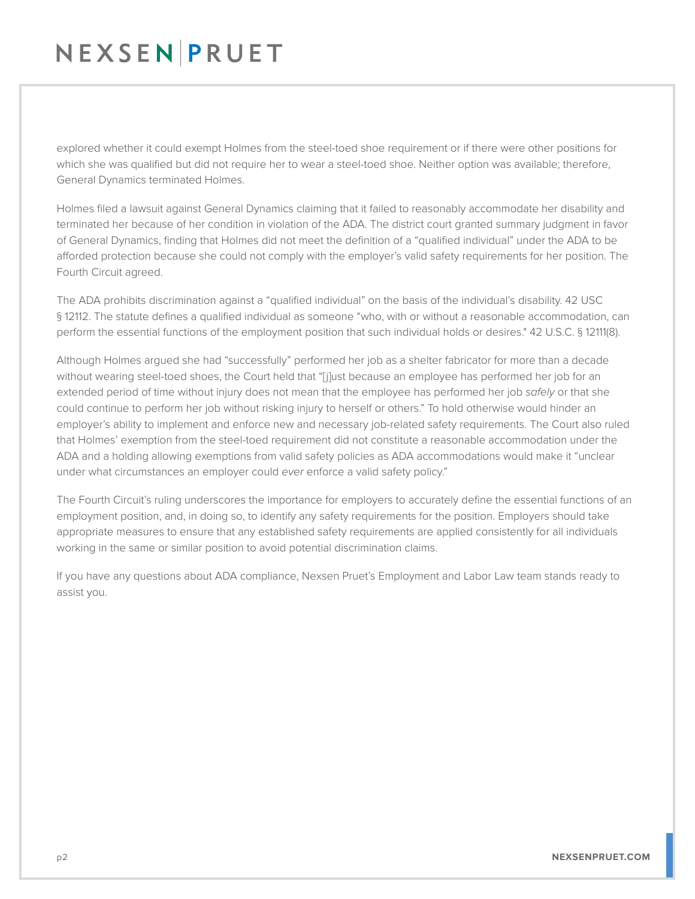explored whether it could exempt Holmes from the steel-toed shoe requirement or if there were other positions for which she was qualified but did not require her to wear a steel-toed shoe. Neither option was available; therefore, General Dynamics terminated Holmes.

Holmes filed a lawsuit against General Dynamics claiming that it failed to reasonably accommodate her disability and terminated her because of her condition in violation of the ADA. The district court granted summary judgment in favor of General Dynamics, finding that Holmes did not meet the definition of a "qualified individual" under the ADA to be afforded protection because she could not comply with the employer's valid safety requirements for her position. The Fourth Circuit agreed.

The ADA prohibits discrimination against a "qualified individual" on the basis of the individual's disability. 42 USC § 12112. The statute defines a qualified individual as someone "who, with or without a reasonable accommodation, can perform the essential functions of the employment position that such individual holds or desires." 42 U.S.C. § 12111(8).

Although Holmes argued she had "successfully" performed her job as a shelter fabricator for more than a decade without wearing steel-toed shoes, the Court held that "[j]ust because an employee has performed her job for an extended period of time without injury does not mean that the employee has performed her job *safely* or that she could continue to perform her job without risking injury to herself or others." To hold otherwise would hinder an employer's ability to implement and enforce new and necessary job-related safety requirements. The Court also ruled that Holmes' exemption from the steel-toed requirement did not constitute a reasonable accommodation under the ADA and a holding allowing exemptions from valid safety policies as ADA accommodations would make it "unclear under what circumstances an employer could *ever* enforce a valid safety policy."

The Fourth Circuit's ruling underscores the importance for employers to accurately define the essential functions of an employment position, and, in doing so, to identify any safety requirements for the position. Employers should take appropriate measures to ensure that any established safety requirements are applied consistently for all individuals working in the same or similar position to avoid potential discrimination claims.

If you have any questions about ADA compliance, Nexsen Pruet's Employment and Labor Law team stands ready to assist you.